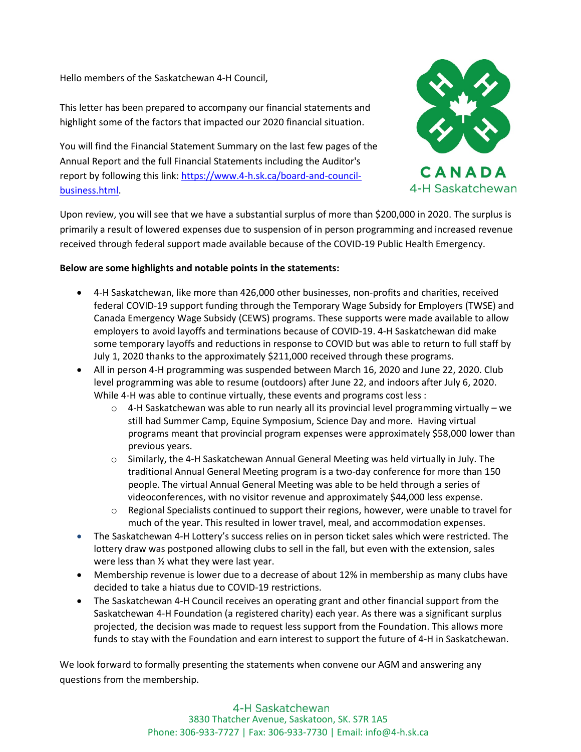Hello members of the Saskatchewan 4-H Council,

This letter has been prepared to accompany our financial statements and highlight some of the factors that impacted our 2020 financial situation.

You will find the Financial Statement Summary on the last few pages of the Annual Report and the full Financial Statements including the Auditor's report by following this link: https://www.4-h.sk.ca/board-and-council-business.html.

Upon review, you will see that we have a substantial surplus of more than $200,000 in 2020. The surplus is primarily a result of lowered expenses due to suspension of in person programming and increased revenue received through federal support made available because of the COVID-19 Public Health Emergency.

**Below are some highlights and notable points in the statements:**

- 4-H Saskatchewan, like more than 426,000 other businesses, non-profits and charities, received federal COVID-19 support funding through the Temporary Wage Subsidy for Employers (TWSE) and Canada Emergency Wage Subsidy (CEWS) programs. These supports were made available to allow employers to avoid layoffs and terminations because of COVID-19. 4-H Saskatchewan did make some temporary layoffs and reductions in response to COVID but was able to return to full staff by July 1, 2020 thanks to the approximately $211,000 received through these programs.
- All in person 4-H programming was suspended between March 16, 2020 and June 22, 2020. Club level programming was able to resume (outdoors) after June 22, and indoors after July 6, 2020. While 4-H was able to continue virtually, these events and programs cost less :
  - 4-H Saskatchewan was able to run nearly all its provincial level programming virtually – we still had Summer Camp, Equine Symposium, Science Day and more. Having virtual programs meant that provincial program expenses were approximately $58,000 lower than previous years.
  - Similarly, the 4-H Saskatchewan Annual General Meeting was held virtually in July. The traditional Annual General Meeting program is a two-day conference for more than 150 people. The virtual Annual General Meeting was able to be held through a series of videoconferences, with no visitor revenue and approximately $44,000 less expense.
  - Regional Specialists continued to support their regions, however, were unable to travel for much of the year. This resulted in lower travel, meal, and accommodation expenses.
- The Saskatchewan 4-H Lottery's success relies on in person ticket sales which were restricted. The lottery draw was postponed allowing clubs to sell in the fall, but even with the extension, sales were less than ½ what they were last year.
- Membership revenue is lower due to a decrease of about 12% in membership as many clubs have decided to take a hiatus due to COVID-19 restrictions.
- The Saskatchewan 4-H Council receives an operating grant and other financial support from the Saskatchewan 4-H Foundation (a registered charity) each year. As there was a significant surplus projected, the decision was made to request less support from the Foundation. This allows more funds to stay with the Foundation and earn interest to support the future of 4-H in Saskatchewan.

We look forward to formally presenting the statements when convene our AGM and answering any questions from the membership.

4-H Saskatchewan
3830 Thatcher Avenue, Saskatoon, SK. S7R 1A5
Phone: 306-933-7727 | Fax: 306-933-7730 | Email: info@4-h.sk.ca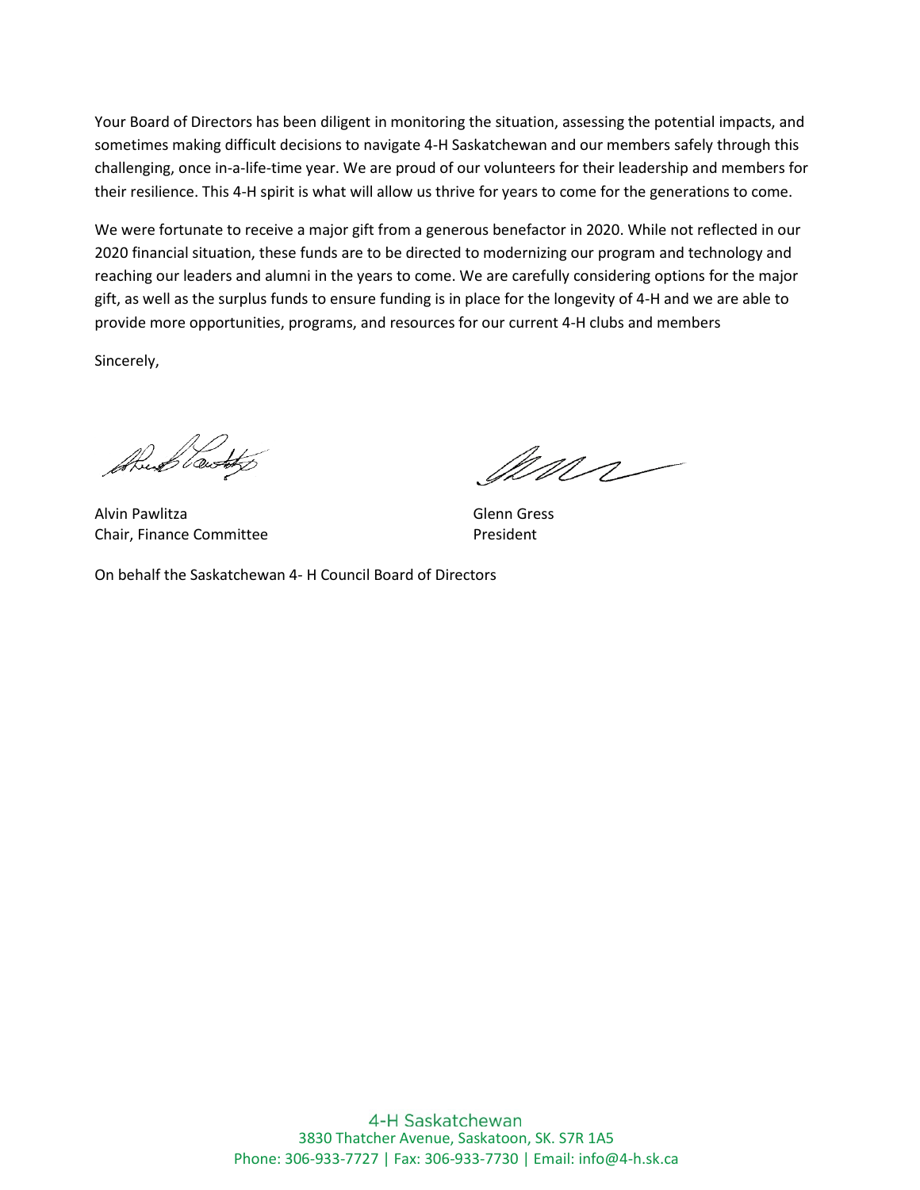Your Board of Directors has been diligent in monitoring the situation, assessing the potential impacts, and sometimes making difficult decisions to navigate 4-H Saskatchewan and our members safely through this challenging, once in-a-life-time year. We are proud of our volunteers for their leadership and members for their resilience. This 4-H spirit is what will allow us thrive for years to come for the generations to come.

We were fortunate to receive a major gift from a generous benefactor in 2020. While not reflected in our 2020 financial situation, these funds are to be directed to modernizing our program and technology and reaching our leaders and alumni in the years to come. We are carefully considering options for the major gift, as well as the surplus funds to ensure funding is in place for the longevity of 4-H and we are able to provide more opportunities, programs, and resources for our current 4-H clubs and members

Sincerely,

Alvin Pawlitza
Chair, Finance Committee

Glenn Gress
President

On behalf the Saskatchewan 4- H Council Board of Directors

4-H Saskatchewan
3830 Thatcher Avenue, Saskatoon, SK. S7R 1A5
Phone: 306-933-7727 | Fax: 306-933-7730 | Email: info@4-h.sk.ca